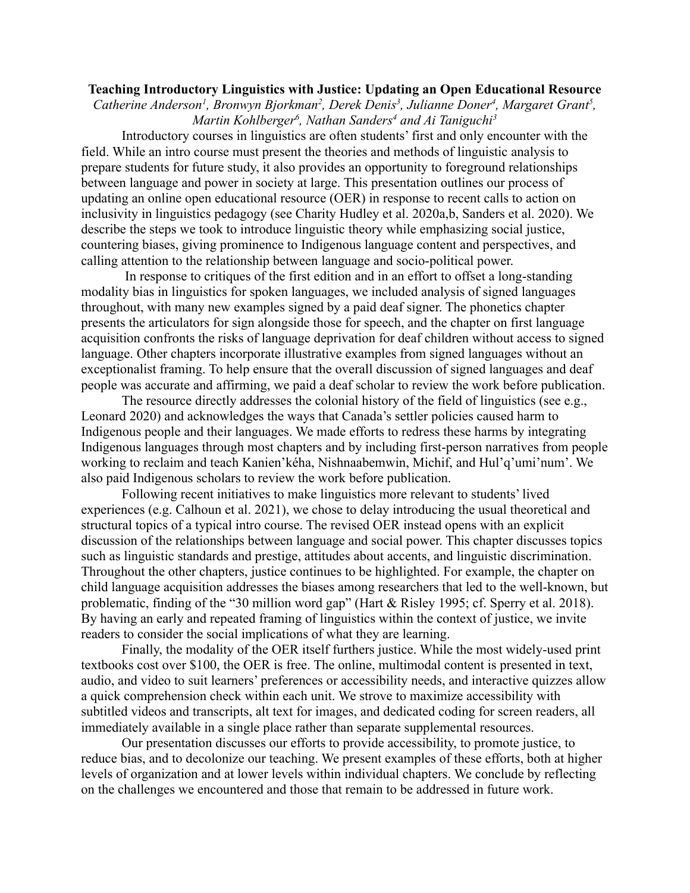**Teaching Introductory Linguistics with Justice: Updating an Open Educational Resource**

*Catherine Anderson[1], Bronwyn Bjorkman[2], Derek Denis[3], Julianne Doner[4], Margaret Grant[5], Martin Kohlberger[6], Nathan Sanders[4] and Ai Taniguchi[3]*

Introductory courses in linguistics are often students' first and only encounter with the field. While an intro course must present the theories and methods of linguistic analysis to prepare students for future study, it also provides an opportunity to foreground relationships between language and power in society at large. This presentation outlines our process of updating an online open educational resource (OER) in response to recent calls to action on inclusivity in linguistics pedagogy (see Charity Hudley et al. 2020a,b, Sanders et al. 2020). We describe the steps we took to introduce linguistic theory while emphasizing social justice, countering biases, giving prominence to Indigenous language content and perspectives, and calling attention to the relationship between language and socio-political power.

In response to critiques of the first edition and in an effort to offset a long-standing modality bias in linguistics for spoken languages, we included analysis of signed languages throughout, with many new examples signed by a paid deaf signer. The phonetics chapter presents the articulators for sign alongside those for speech, and the chapter on first language acquisition confronts the risks of language deprivation for deaf children without access to signed language. Other chapters incorporate illustrative examples from signed languages without an exceptionalist framing. To help ensure that the overall discussion of signed languages and deaf people was accurate and affirming, we paid a deaf scholar to review the work before publication.

The resource directly addresses the colonial history of the field of linguistics (see e.g., Leonard 2020) and acknowledges the ways that Canada's settler policies caused harm to Indigenous people and their languages. We made efforts to redress these harms by integrating Indigenous languages through most chapters and by including first-person narratives from people working to reclaim and teach Kanien'kéha, Nishnaabemwin, Michif, and Hul'q'umi'num'. We also paid Indigenous scholars to review the work before publication.

Following recent initiatives to make linguistics more relevant to students' lived experiences (e.g. Calhoun et al. 2021), we chose to delay introducing the usual theoretical and structural topics of a typical intro course. The revised OER instead opens with an explicit discussion of the relationships between language and social power. This chapter discusses topics such as linguistic standards and prestige, attitudes about accents, and linguistic discrimination. Throughout the other chapters, justice continues to be highlighted. For example, the chapter on child language acquisition addresses the biases among researchers that led to the well-known, but problematic, finding of the "30 million word gap" (Hart & Risley 1995; cf. Sperry et al. 2018). By having an early and repeated framing of linguistics within the context of justice, we invite readers to consider the social implications of what they are learning.

Finally, the modality of the OER itself furthers justice. While the most widely-used print textbooks cost over $100, the OER is free. The online, multimodal content is presented in text, audio, and video to suit learners' preferences or accessibility needs, and interactive quizzes allow a quick comprehension check within each unit. We strove to maximize accessibility with subtitled videos and transcripts, alt text for images, and dedicated coding for screen readers, all immediately available in a single place rather than separate supplemental resources.

Our presentation discusses our efforts to provide accessibility, to promote justice, to reduce bias, and to decolonize our teaching. We present examples of these efforts, both at higher levels of organization and at lower levels within individual chapters. We conclude by reflecting on the challenges we encountered and those that remain to be addressed in future work.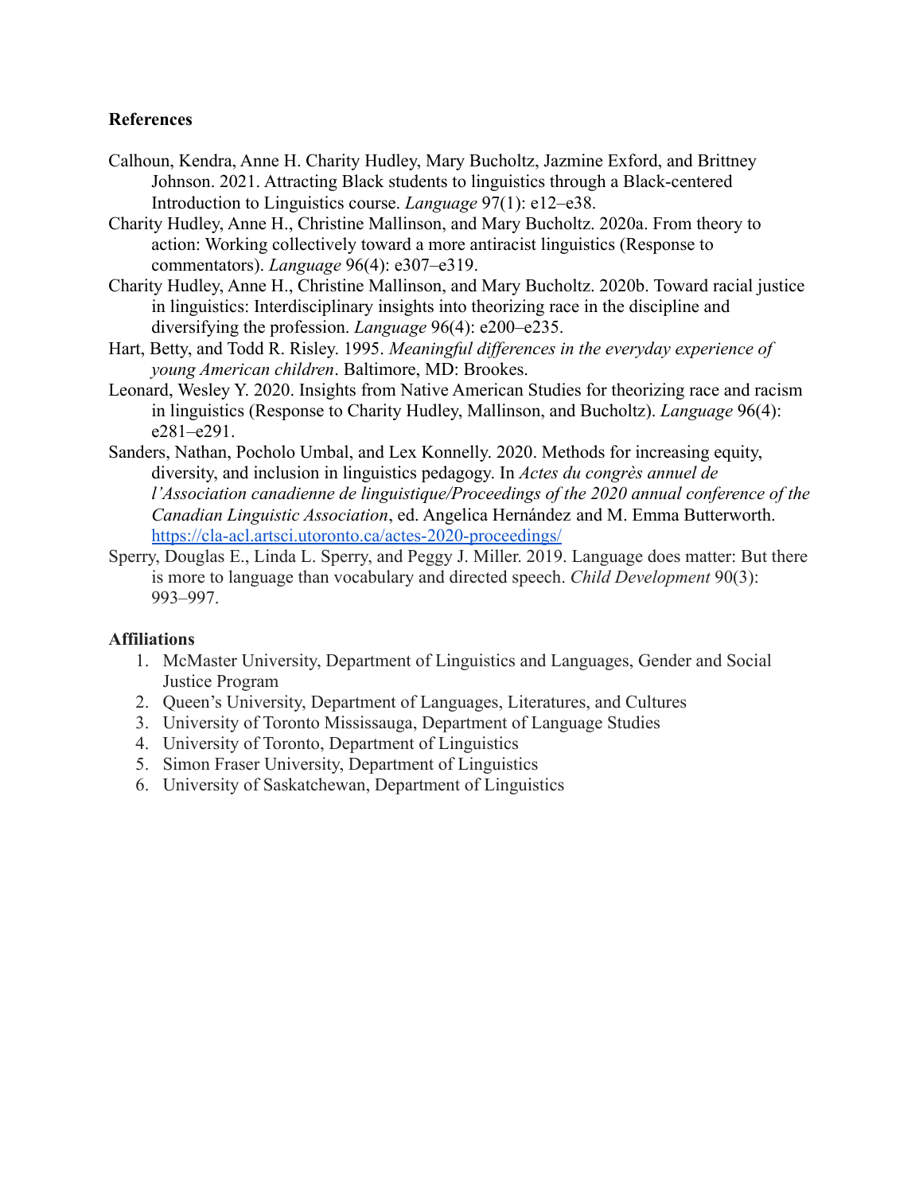**References**

Calhoun, Kendra, Anne H. Charity Hudley, Mary Bucholtz, Jazmine Exford, and Brittney Johnson. 2021. Attracting Black students to linguistics through a Black-centered Introduction to Linguistics course. *Language* 97(1): e12–e38.

Charity Hudley, Anne H., Christine Mallinson, and Mary Bucholtz. 2020a. From theory to action: Working collectively toward a more antiracist linguistics (Response to commentators). *Language* 96(4): e307–e319.

Charity Hudley, Anne H., Christine Mallinson, and Mary Bucholtz. 2020b. Toward racial justice in linguistics: Interdisciplinary insights into theorizing race in the discipline and diversifying the profession. *Language* 96(4): e200–e235.

Hart, Betty, and Todd R. Risley. 1995. *Meaningful differences in the everyday experience of young American children*. Baltimore, MD: Brookes.

Leonard, Wesley Y. 2020. Insights from Native American Studies for theorizing race and racism in linguistics (Response to Charity Hudley, Mallinson, and Bucholtz). *Language* 96(4): e281–e291.

Sanders, Nathan, Pocholo Umbal, and Lex Konnelly. 2020. Methods for increasing equity, diversity, and inclusion in linguistics pedagogy. In *Actes du congrès annuel de l'Association canadienne de linguistique/Proceedings of the 2020 annual conference of the Canadian Linguistic Association*, ed. Angelica Hernández and M. Emma Butterworth. https://cla-acl.artsci.utoronto.ca/actes-2020-proceedings/

Sperry, Douglas E., Linda L. Sperry, and Peggy J. Miller. 2019. Language does matter: But there is more to language than vocabulary and directed speech. *Child Development* 90(3): 993–997.

**Affiliations**

1. McMaster University, Department of Linguistics and Languages, Gender and Social Justice Program
2. Queen's University, Department of Languages, Literatures, and Cultures
3. University of Toronto Mississauga, Department of Language Studies
4. University of Toronto, Department of Linguistics
5. Simon Fraser University, Department of Linguistics
6. University of Saskatchewan, Department of Linguistics